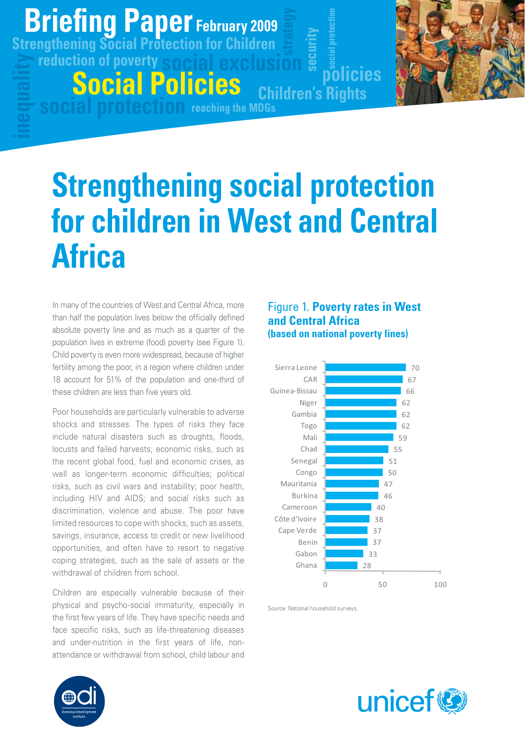Briefing Paper February 2009

Strengthening Social Protection for Children

# Strengthening social protection for children in West and Central Africa

In many of the countries of West and Central Africa, more than half the population lives below the officially defined absolute poverty line and as much as a quarter of the population lives in extreme (food) poverty (see Figure 1). Child poverty is even more widespread, because of higher fertility among the poor, in a region where children under 18 account for 51% of the population and one-third of these children are less than five years old.

Poor households are particularly vulnerable to adverse shocks and stresses. The types of risks they face include natural disasters such as droughts, floods, locusts and failed harvests; economic risks, such as the recent global food, fuel and economic crises, as well as longer-term economic difficulties; political risks, such as civil wars and instability; poor health, including HIV and AIDS; and social risks such as discrimination, violence and abuse. The poor have limited resources to cope with shocks, such as assets, savings, insurance, access to credit or new livelihood opportunities, and often have to resort to negative coping strategies, such as the sale of assets or the withdrawal of children from school.

Children are especially vulnerable because of their physical and psycho-social immaturity, especially in the first few years of life. They have specific needs and face specific risks, such as life-threatening diseases and under-nutrition in the first years of life, non-attendance or withdrawal from school, child labour and

Figure 1. **Poverty rates in West and Central Africa (based on national poverty lines)**

| Country | Poverty rate (%) |
|---|---|
| Sierra Leone | 70 |
| CAR | 67 |
| Guinea-Bissau | 66 |
| Niger | 62 |
| Gambia | 62 |
| Togo | 62 |
| Mali | 59 |
| Chad | 55 |
| Senegal | 51 |
| Congo | 50 |
| Mauritania | 47 |
| Burkina | 46 |
| Cameroon | 40 |
| Côte d'Ivoire | 38 |
| Cape Verde | 37 |
| Benin | 37 |
| Gabon | 33 |
| Ghana | 28 |

Source: National household surveys.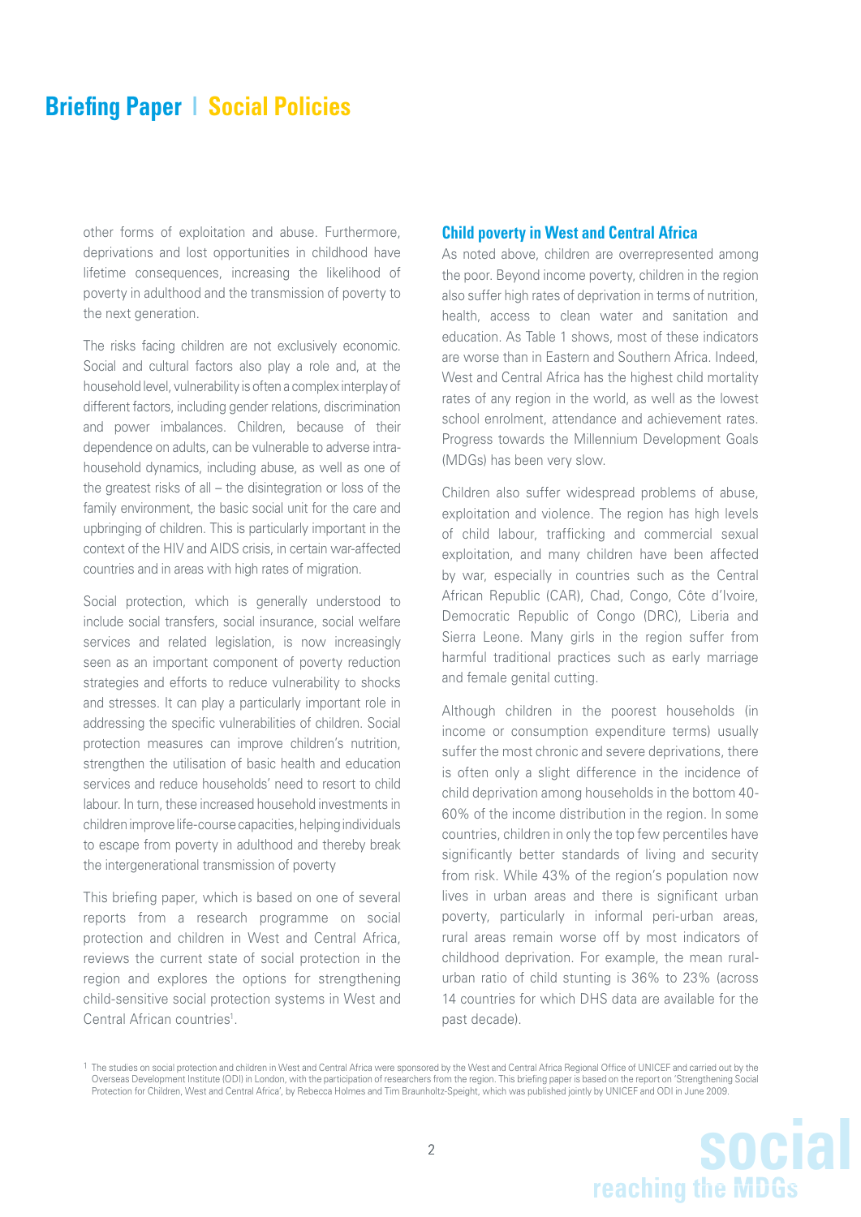other forms of exploitation and abuse. Furthermore, deprivations and lost opportunities in childhood have lifetime consequences, increasing the likelihood of poverty in adulthood and the transmission of poverty to the next generation.

The risks facing children are not exclusively economic. Social and cultural factors also play a role and, at the household level, vulnerability is often a complex interplay of different factors, including gender relations, discrimination and power imbalances. Children, because of their dependence on adults, can be vulnerable to adverse intra-household dynamics, including abuse, as well as one of the greatest risks of all – the disintegration or loss of the family environment, the basic social unit for the care and upbringing of children. This is particularly important in the context of the HIV and AIDS crisis, in certain war-affected countries and in areas with high rates of migration.

Social protection, which is generally understood to include social transfers, social insurance, social welfare services and related legislation, is now increasingly seen as an important component of poverty reduction strategies and efforts to reduce vulnerability to shocks and stresses. It can play a particularly important role in addressing the specific vulnerabilities of children. Social protection measures can improve children's nutrition, strengthen the utilisation of basic health and education services and reduce households' need to resort to child labour. In turn, these increased household investments in children improve life-course capacities, helping individuals to escape from poverty in adulthood and thereby break the intergenerational transmission of poverty

This briefing paper, which is based on one of several reports from a research programme on social protection and children in West and Central Africa, reviews the current state of social protection in the region and explores the options for strengthening child-sensitive social protection systems in West and Central African countries[1].

## Child poverty in West and Central Africa

As noted above, children are overrepresented among the poor. Beyond income poverty, children in the region also suffer high rates of deprivation in terms of nutrition, health, access to clean water and sanitation and education. As Table 1 shows, most of these indicators are worse than in Eastern and Southern Africa. Indeed, West and Central Africa has the highest child mortality rates of any region in the world, as well as the lowest school enrolment, attendance and achievement rates. Progress towards the Millennium Development Goals (MDGs) has been very slow.

Children also suffer widespread problems of abuse, exploitation and violence. The region has high levels of child labour, trafficking and commercial sexual exploitation, and many children have been affected by war, especially in countries such as the Central African Republic (CAR), Chad, Congo, Côte d'Ivoire, Democratic Republic of Congo (DRC), Liberia and Sierra Leone. Many girls in the region suffer from harmful traditional practices such as early marriage and female genital cutting.

Although children in the poorest households (in income or consumption expenditure terms) usually suffer the most chronic and severe deprivations, there is often only a slight difference in the incidence of child deprivation among households in the bottom 40-60% of the income distribution in the region. In some countries, children in only the top few percentiles have significantly better standards of living and security from risk. While 43% of the region's population now lives in urban areas and there is significant urban poverty, particularly in informal peri-urban areas, rural areas remain worse off by most indicators of childhood deprivation. For example, the mean rural-urban ratio of child stunting is 36% to 23% (across 14 countries for which DHS data are available for the past decade).

[1] The studies on social protection and children in West and Central Africa were sponsored by the West and Central Africa Regional Office of UNICEF and carried out by the Overseas Development Institute (ODI) in London, with the participation of researchers from the region. This briefing paper is based on the report on 'Strengthening Social Protection for Children, West and Central Africa', by Rebecca Holmes and Tim Braunholtz-Speight, which was published jointly by UNICEF and ODI in June 2009.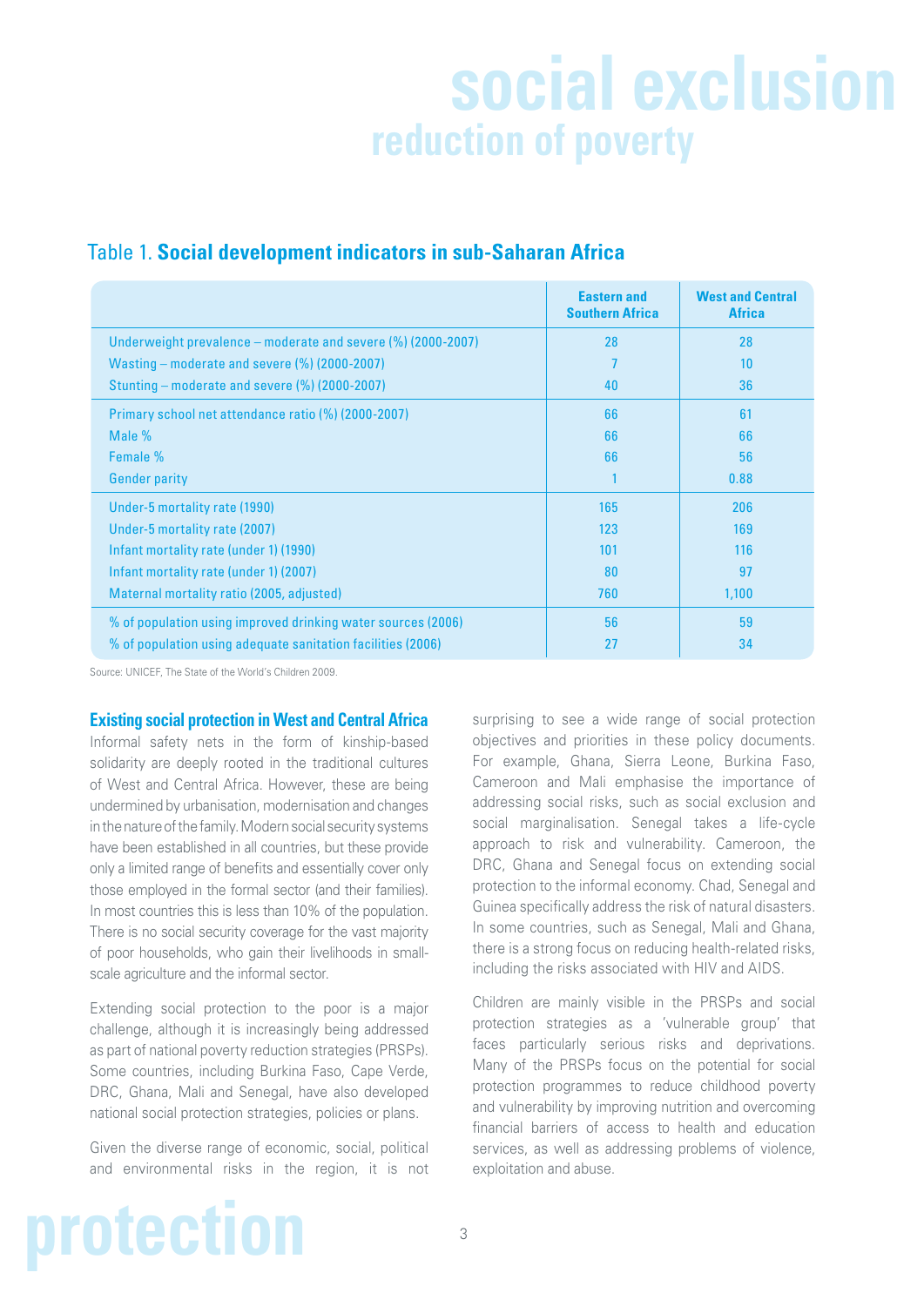## Table 1. **Social development indicators in sub-Saharan Africa**

| | Eastern and Southern Africa | West and Central Africa |
|---|---|---|
| Underweight prevalence – moderate and severe (%) (2000-2007) | 28 | 28 |
| Wasting – moderate and severe (%) (2000-2007) | 7 | 10 |
| Stunting – moderate and severe (%) (2000-2007) | 40 | 36 |
| Primary school net attendance ratio (%) (2000-2007) | 66 | 61 |
| Male % | 66 | 66 |
| Female % | 66 | 56 |
| Gender parity | 1 | 0.88 |
| Under-5 mortality rate (1990) | 165 | 206 |
| Under-5 mortality rate (2007) | 123 | 169 |
| Infant mortality rate (under 1) (1990) | 101 | 116 |
| Infant mortality rate (under 1) (2007) | 80 | 97 |
| Maternal mortality ratio (2005, adjusted) | 760 | 1,100 |
| % of population using improved drinking water sources (2006) | 56 | 59 |
| % of population using adequate sanitation facilities (2006) | 27 | 34 |

Source: UNICEF, The State of the World's Children 2009.

### Existing social protection in West and Central Africa

Informal safety nets in the form of kinship-based solidarity are deeply rooted in the traditional cultures of West and Central Africa. However, these are being undermined by urbanisation, modernisation and changes in the nature of the family. Modern social security systems have been established in all countries, but these provide only a limited range of benefits and essentially cover only those employed in the formal sector (and their families). In most countries this is less than 10% of the population. There is no social security coverage for the vast majority of poor households, who gain their livelihoods in small-scale agriculture and the informal sector.

Extending social protection to the poor is a major challenge, although it is increasingly being addressed as part of national poverty reduction strategies (PRSPs). Some countries, including Burkina Faso, Cape Verde, DRC, Ghana, Mali and Senegal, have also developed national social protection strategies, policies or plans.

Given the diverse range of economic, social, political and environmental risks in the region, it is not surprising to see a wide range of social protection objectives and priorities in these policy documents. For example, Ghana, Sierra Leone, Burkina Faso, Cameroon and Mali emphasise the importance of addressing social risks, such as social exclusion and social marginalisation. Senegal takes a life-cycle approach to risk and vulnerability. Cameroon, the DRC, Ghana and Senegal focus on extending social protection to the informal economy. Chad, Senegal and Guinea specifically address the risk of natural disasters. In some countries, such as Senegal, Mali and Ghana, there is a strong focus on reducing health-related risks, including the risks associated with HIV and AIDS.

Children are mainly visible in the PRSPs and social protection strategies as a 'vulnerable group' that faces particularly serious risks and deprivations. Many of the PRSPs focus on the potential for social protection programmes to reduce childhood poverty and vulnerability by improving nutrition and overcoming financial barriers of access to health and education services, as well as addressing problems of violence, exploitation and abuse.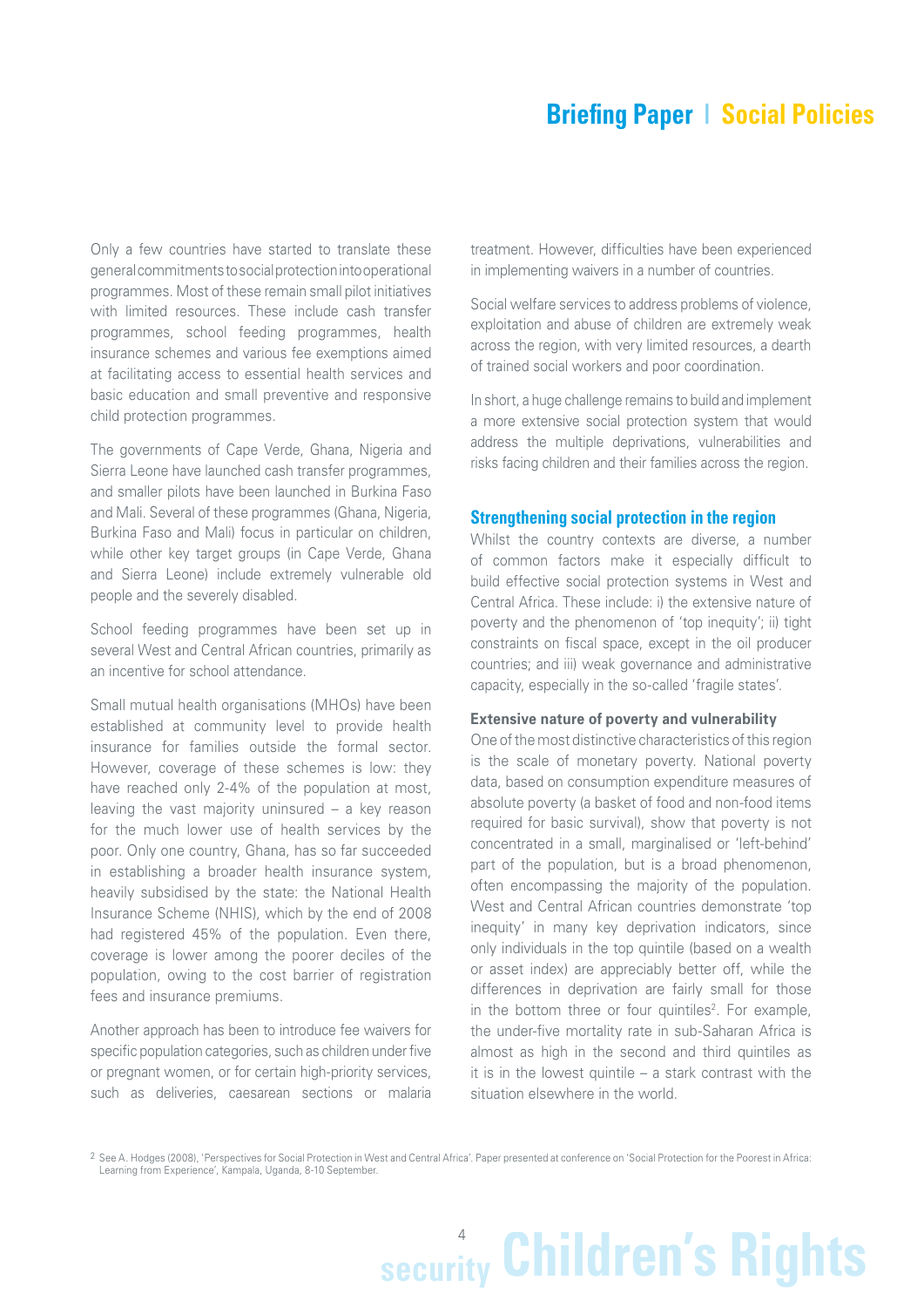Only a few countries have started to translate these general commitments to social protection into operational programmes. Most of these remain small pilot initiatives with limited resources. These include cash transfer programmes, school feeding programmes, health insurance schemes and various fee exemptions aimed at facilitating access to essential health services and basic education and small preventive and responsive child protection programmes.

The governments of Cape Verde, Ghana, Nigeria and Sierra Leone have launched cash transfer programmes, and smaller pilots have been launched in Burkina Faso and Mali. Several of these programmes (Ghana, Nigeria, Burkina Faso and Mali) focus in particular on children, while other key target groups (in Cape Verde, Ghana and Sierra Leone) include extremely vulnerable old people and the severely disabled.

School feeding programmes have been set up in several West and Central African countries, primarily as an incentive for school attendance.

Small mutual health organisations (MHOs) have been established at community level to provide health insurance for families outside the formal sector. However, coverage of these schemes is low: they have reached only 2-4% of the population at most, leaving the vast majority uninsured – a key reason for the much lower use of health services by the poor. Only one country, Ghana, has so far succeeded in establishing a broader health insurance system, heavily subsidised by the state: the National Health Insurance Scheme (NHIS), which by the end of 2008 had registered 45% of the population. Even there, coverage is lower among the poorer deciles of the population, owing to the cost barrier of registration fees and insurance premiums.

Another approach has been to introduce fee waivers for specific population categories, such as children under five or pregnant women, or for certain high-priority services, such as deliveries, caesarean sections or malaria treatment. However, difficulties have been experienced in implementing waivers in a number of countries.

Social welfare services to address problems of violence, exploitation and abuse of children are extremely weak across the region, with very limited resources, a dearth of trained social workers and poor coordination.

In short, a huge challenge remains to build and implement a more extensive social protection system that would address the multiple deprivations, vulnerabilities and risks facing children and their families across the region.

## Strengthening social protection in the region

Whilst the country contexts are diverse, a number of common factors make it especially difficult to build effective social protection systems in West and Central Africa. These include: i) the extensive nature of poverty and the phenomenon of 'top inequity'; ii) tight constraints on fiscal space, except in the oil producer countries; and iii) weak governance and administrative capacity, especially in the so-called 'fragile states'.

### Extensive nature of poverty and vulnerability

One of the most distinctive characteristics of this region is the scale of monetary poverty. National poverty data, based on consumption expenditure measures of absolute poverty (a basket of food and non-food items required for basic survival), show that poverty is not concentrated in a small, marginalised or 'left-behind' part of the population, but is a broad phenomenon, often encompassing the majority of the population. West and Central African countries demonstrate 'top inequity' in many key deprivation indicators, since only individuals in the top quintile (based on a wealth or asset index) are appreciably better off, while the differences in deprivation are fairly small for those in the bottom three or four quintiles[2]. For example, the under-five mortality rate in sub-Saharan Africa is almost as high in the second and third quintiles as it is in the lowest quintile – a stark contrast with the situation elsewhere in the world.

[2] See A. Hodges (2008), 'Perspectives for Social Protection in West and Central Africa'. Paper presented at conference on 'Social Protection for the Poorest in Africa: Learning from Experience', Kampala, Uganda, 8-10 September.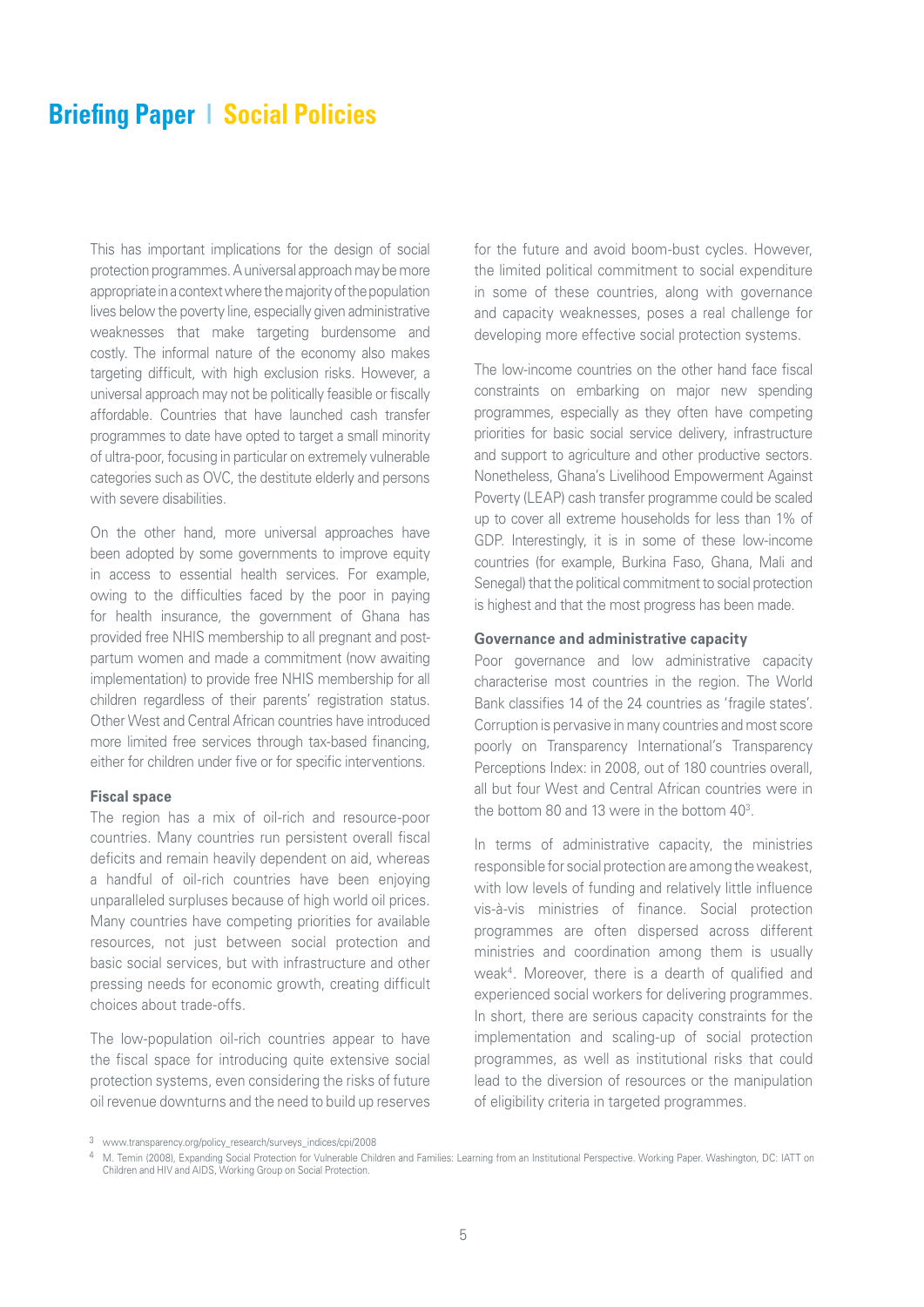This has important implications for the design of social protection programmes. A universal approach may be more appropriate in a context where the majority of the population lives below the poverty line, especially given administrative weaknesses that make targeting burdensome and costly. The informal nature of the economy also makes targeting difficult, with high exclusion risks. However, a universal approach may not be politically feasible or fiscally affordable. Countries that have launched cash transfer programmes to date have opted to target a small minority of ultra-poor, focusing in particular on extremely vulnerable categories such as OVC, the destitute elderly and persons with severe disabilities.

On the other hand, more universal approaches have been adopted by some governments to improve equity in access to essential health services. For example, owing to the difficulties faced by the poor in paying for health insurance, the government of Ghana has provided free NHIS membership to all pregnant and post-partum women and made a commitment (now awaiting implementation) to provide free NHIS membership for all children regardless of their parents' registration status. Other West and Central African countries have introduced more limited free services through tax-based financing, either for children under five or for specific interventions.

### Fiscal space

The region has a mix of oil-rich and resource-poor countries. Many countries run persistent overall fiscal deficits and remain heavily dependent on aid, whereas a handful of oil-rich countries have been enjoying unparalleled surpluses because of high world oil prices. Many countries have competing priorities for available resources, not just between social protection and basic social services, but with infrastructure and other pressing needs for economic growth, creating difficult choices about trade-offs.

The low-population oil-rich countries appear to have the fiscal space for introducing quite extensive social protection systems, even considering the risks of future oil revenue downturns and the need to build up reserves for the future and avoid boom-bust cycles. However, the limited political commitment to social expenditure in some of these countries, along with governance and capacity weaknesses, poses a real challenge for developing more effective social protection systems.

The low-income countries on the other hand face fiscal constraints on embarking on major new spending programmes, especially as they often have competing priorities for basic social service delivery, infrastructure and support to agriculture and other productive sectors. Nonetheless, Ghana's Livelihood Empowerment Against Poverty (LEAP) cash transfer programme could be scaled up to cover all extreme households for less than 1% of GDP. Interestingly, it is in some of these low-income countries (for example, Burkina Faso, Ghana, Mali and Senegal) that the political commitment to social protection is highest and that the most progress has been made.

### Governance and administrative capacity

Poor governance and low administrative capacity characterise most countries in the region. The World Bank classifies 14 of the 24 countries as 'fragile states'. Corruption is pervasive in many countries and most score poorly on Transparency International's Transparency Perceptions Index: in 2008, out of 180 countries overall, all but four West and Central African countries were in the bottom 80 and 13 were in the bottom 40[3].

In terms of administrative capacity, the ministries responsible for social protection are among the weakest, with low levels of funding and relatively little influence vis-à-vis ministries of finance. Social protection programmes are often dispersed across different ministries and coordination among them is usually weak[4]. Moreover, there is a dearth of qualified and experienced social workers for delivering programmes. In short, there are serious capacity constraints for the implementation and scaling-up of social protection programmes, as well as institutional risks that could lead to the diversion of resources or the manipulation of eligibility criteria in targeted programmes.

[3] www.transparency.org/policy_research/surveys_indices/cpi/2008

[4] M. Temin (2008), Expanding Social Protection for Vulnerable Children and Families: Learning from an Institutional Perspective. Working Paper. Washington, DC: IATT on Children and HIV and AIDS, Working Group on Social Protection.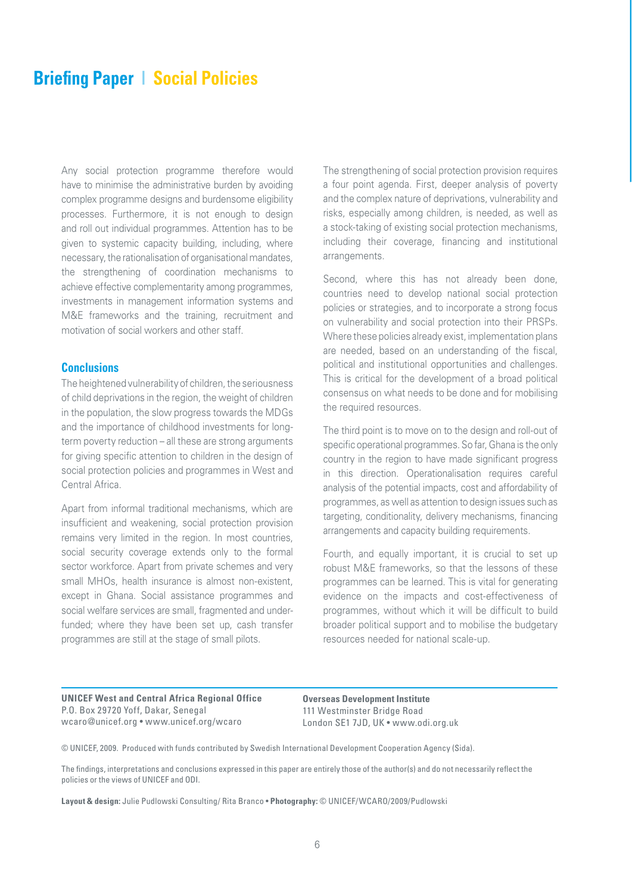Any social protection programme therefore would have to minimise the administrative burden by avoiding complex programme designs and burdensome eligibility processes. Furthermore, it is not enough to design and roll out individual programmes. Attention has to be given to systemic capacity building, including, where necessary, the rationalisation of organisational mandates, the strengthening of coordination mechanisms to achieve effective complementarity among programmes, investments in management information systems and M&E frameworks and the training, recruitment and motivation of social workers and other staff.

## Conclusions

The heightened vulnerability of children, the seriousness of child deprivations in the region, the weight of children in the population, the slow progress towards the MDGs and the importance of childhood investments for long-term poverty reduction – all these are strong arguments for giving specific attention to children in the design of social protection policies and programmes in West and Central Africa.

Apart from informal traditional mechanisms, which are insufficient and weakening, social protection provision remains very limited in the region. In most countries, social security coverage extends only to the formal sector workforce. Apart from private schemes and very small MHOs, health insurance is almost non-existent, except in Ghana. Social assistance programmes and social welfare services are small, fragmented and under-funded; where they have been set up, cash transfer programmes are still at the stage of small pilots.

The strengthening of social protection provision requires a four point agenda. First, deeper analysis of poverty and the complex nature of deprivations, vulnerability and risks, especially among children, is needed, as well as a stock-taking of existing social protection mechanisms, including their coverage, financing and institutional arrangements.

Second, where this has not already been done, countries need to develop national social protection policies or strategies, and to incorporate a strong focus on vulnerability and social protection into their PRSPs. Where these policies already exist, implementation plans are needed, based on an understanding of the fiscal, political and institutional opportunities and challenges. This is critical for the development of a broad political consensus on what needs to be done and for mobilising the required resources.

The third point is to move on to the design and roll-out of specific operational programmes. So far, Ghana is the only country in the region to have made significant progress in this direction. Operationalisation requires careful analysis of the potential impacts, cost and affordability of programmes, as well as attention to design issues such as targeting, conditionality, delivery mechanisms, financing arrangements and capacity building requirements.

Fourth, and equally important, it is crucial to set up robust M&E frameworks, so that the lessons of these programmes can be learned. This is vital for generating evidence on the impacts and cost-effectiveness of programmes, without which it will be difficult to build broader political support and to mobilise the budgetary resources needed for national scale-up.

**UNICEF West and Central Africa Regional Office**
P.O. Box 29720 Yoff, Dakar, Senegal
wcaro@unicef.org • www.unicef.org/wcaro

**Overseas Development Institute**
111 Westminster Bridge Road
London SE1 7JD, UK • www.odi.org.uk

© UNICEF, 2009. Produced with funds contributed by Swedish International Development Cooperation Agency (Sida).

The findings, interpretations and conclusions expressed in this paper are entirely those of the author(s) and do not necessarily reflect the policies or the views of UNICEF and ODI.

**Layout & design:** Julie Pudlowski Consulting/ Rita Branco • **Photography:** © UNICEF/WCARO/2009/Pudlowski